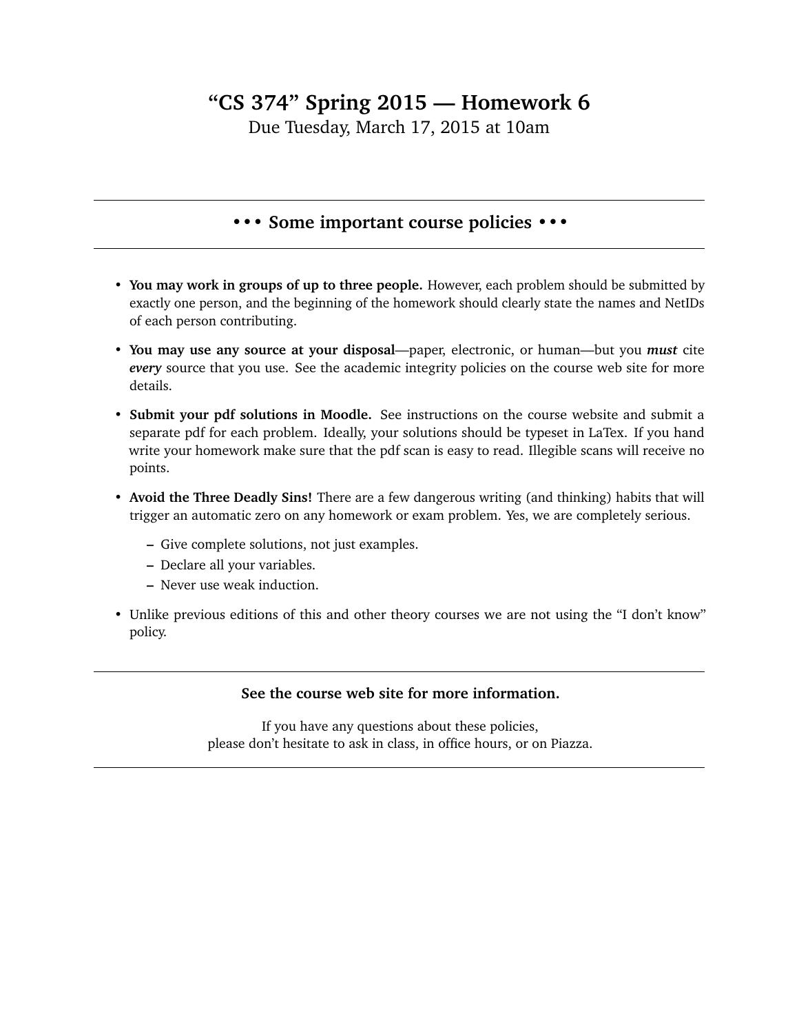# "CS 374" Spring 2015 — Homework 6

Due Tuesday, March 17, 2015 at 10am

---

## • • • Some important course policies • • •

---

- **You may work in groups of up to three people.** However, each problem should be submitted by exactly one person, and the beginning of the homework should clearly state the names and NetIDs of each person contributing.
- **You may use any source at your disposal**—paper, electronic, or human—but you ***must*** cite ***every*** source that you use. See the academic integrity policies on the course web site for more details.
- **Submit your pdf solutions in Moodle.** See instructions on the course website and submit a separate pdf for each problem. Ideally, your solutions should be typeset in LaTex. If you hand write your homework make sure that the pdf scan is easy to read. Illegible scans will receive no points.
- **Avoid the Three Deadly Sins!** There are a few dangerous writing (and thinking) habits that will trigger an automatic zero on any homework or exam problem. Yes, we are completely serious.
  - Give complete solutions, not just examples.
  - Declare all your variables.
  - Never use weak induction.
- Unlike previous editions of this and other theory courses we are not using the "I don't know" policy.

---

**See the course web site for more information.**

If you have any questions about these policies,
please don't hesitate to ask in class, in office hours, or on Piazza.

---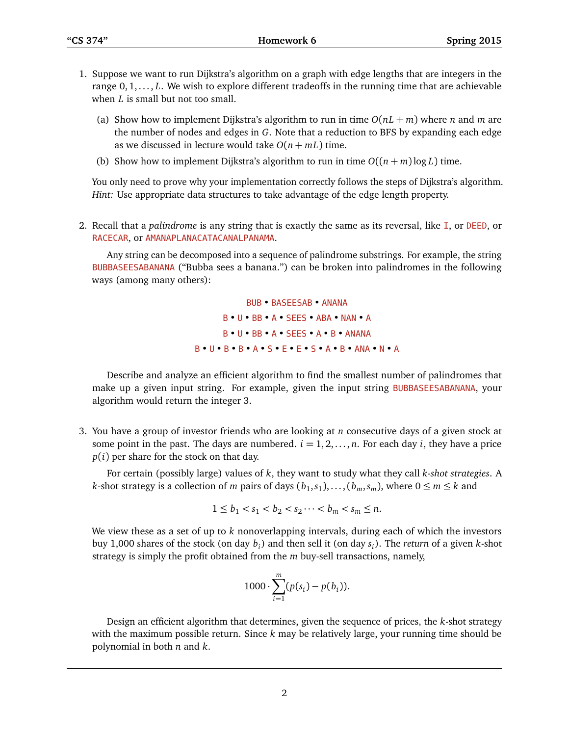1. Suppose we want to run Dijkstra's algorithm on a graph with edge lengths that are integers in the range $0, 1, \ldots, L$. We wish to explore different tradeoffs in the running time that are achievable when $L$ is small but not too small.

   (a) Show how to implement Dijkstra's algorithm to run in time $O(nL + m)$ where $n$ and $m$ are the number of nodes and edges in $G$. Note that a reduction to BFS by expanding each edge as we discussed in lecture would take $O(n + mL)$ time.

   (b) Show how to implement Dijkstra's algorithm to run in time $O((n + m)\log L)$ time.

   You only need to prove why your implementation correctly follows the steps of Dijkstra's algorithm. *Hint:* Use appropriate data structures to take advantage of the edge length property.

2. Recall that a *palindrome* is any string that is exactly the same as its reversal, like I, or DEED, or RACECAR, or AMANAPLANACATACANALPANAMA.

   Any string can be decomposed into a sequence of palindrome substrings. For example, the string BUBBASEESABANANA ("Bubba sees a banana.") can be broken into palindromes in the following ways (among many others):

   BUB • BASEESAB • ANANA
   B • U • BB • A • SEES • ABA • NAN • A
   B • U • BB • A • SEES • A • B • ANANA
   B • U • B • B • A • S • E • E • S • A • B • ANA • N • A

   Describe and analyze an efficient algorithm to find the smallest number of palindromes that make up a given input string. For example, given the input string BUBBASEESABANANA, your algorithm would return the integer 3.

3. You have a group of investor friends who are looking at $n$ consecutive days of a given stock at some point in the past. The days are numbered. $i = 1, 2, \ldots, n$. For each day $i$, they have a price $p(i)$ per share for the stock on that day.

   For certain (possibly large) values of $k$, they want to study what they call *k-shot strategies*. A $k$-shot strategy is a collection of $m$ pairs of days $(b_1, s_1), \ldots, (b_m, s_m)$, where $0 \le m \le k$ and

   $$1 \le b_1 < s_1 < b_2 < s_2 \cdots < b_m < s_m \le n.$$

   We view these as a set of up to $k$ nonoverlapping intervals, during each of which the investors buy 1,000 shares of the stock (on day $b_i$) and then sell it (on day $s_i$). The *return* of a given $k$-shot strategy is simply the profit obtained from the $m$ buy-sell transactions, namely,

   $$1000 \cdot \sum_{i=1}^{m} (p(s_i) - p(b_i)).$$

   Design an efficient algorithm that determines, given the sequence of prices, the $k$-shot strategy with the maximum possible return. Since $k$ may be relatively large, your running time should be polynomial in both $n$ and $k$.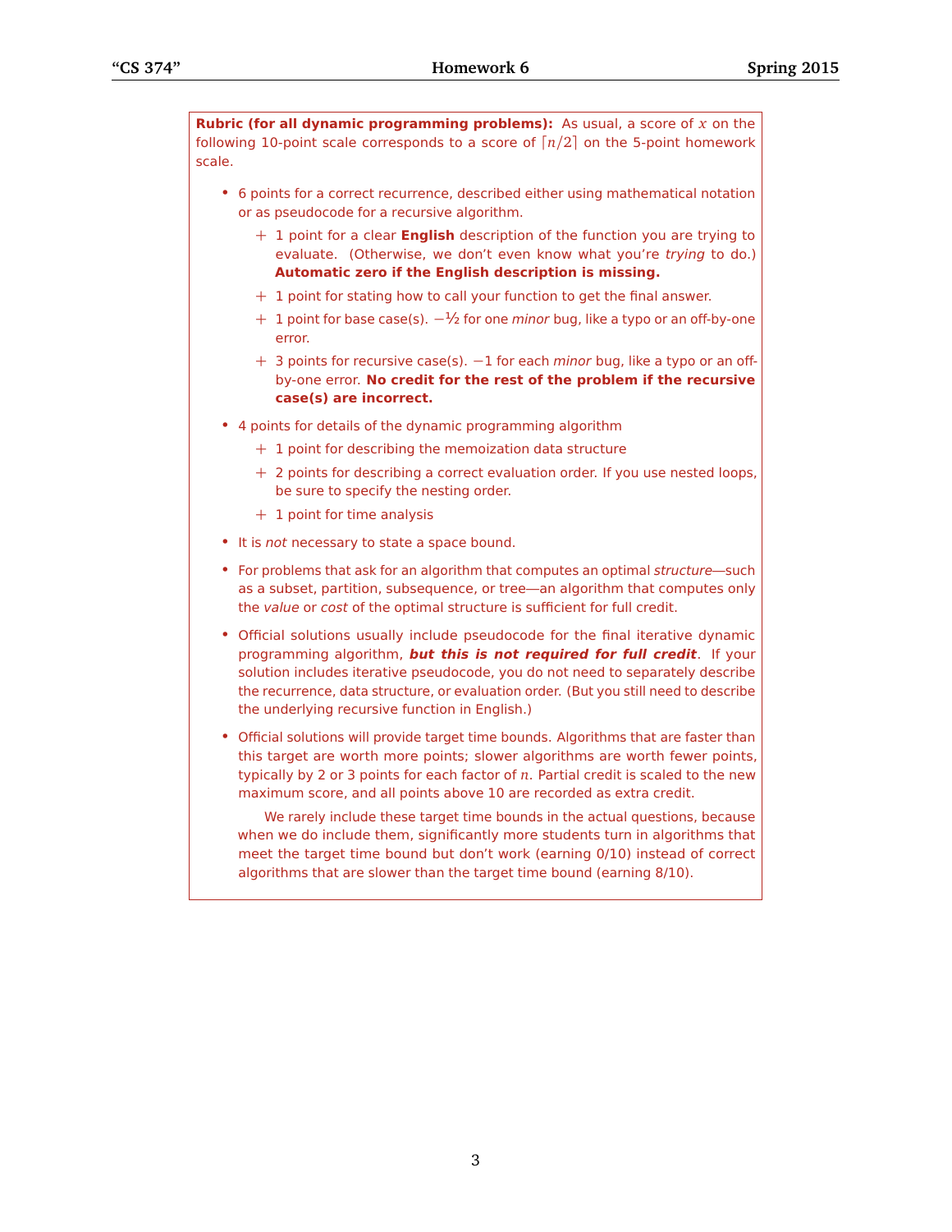**Rubric (for all dynamic programming problems):** As usual, a score of $x$ on the following 10-point scale corresponds to a score of $\lceil n/2 \rceil$ on the 5-point homework scale.

- 6 points for a correct recurrence, described either using mathematical notation or as pseudocode for a recursive algorithm.
  - \+ 1 point for a clear **English** description of the function you are trying to evaluate. (Otherwise, we don't even know what you're *trying* to do.) **Automatic zero if the English description is missing.**
  - \+ 1 point for stating how to call your function to get the final answer.
  - \+ 1 point for base case(s). −½ for one *minor* bug, like a typo or an off-by-one error.
  - \+ 3 points for recursive case(s). −1 for each *minor* bug, like a typo or an off-by-one error. **No credit for the rest of the problem if the recursive case(s) are incorrect.**
- 4 points for details of the dynamic programming algorithm
  - \+ 1 point for describing the memoization data structure
  - \+ 2 points for describing a correct evaluation order. If you use nested loops, be sure to specify the nesting order.
  - \+ 1 point for time analysis
- It is *not* necessary to state a space bound.
- For problems that ask for an algorithm that computes an optimal *structure*—such as a subset, partition, subsequence, or tree—an algorithm that computes only the *value* or *cost* of the optimal structure is sufficient for full credit.
- Official solutions usually include pseudocode for the final iterative dynamic programming algorithm, ***but this is not required for full credit***. If your solution includes iterative pseudocode, you do not need to separately describe the recurrence, data structure, or evaluation order. (But you still need to describe the underlying recursive function in English.)
- Official solutions will provide target time bounds. Algorithms that are faster than this target are worth more points; slower algorithms are worth fewer points, typically by 2 or 3 points for each factor of $n$. Partial credit is scaled to the new maximum score, and all points above 10 are recorded as extra credit.

  We rarely include these target time bounds in the actual questions, because when we do include them, significantly more students turn in algorithms that meet the target time bound but don't work (earning 0/10) instead of correct algorithms that are slower than the target time bound (earning 8/10).